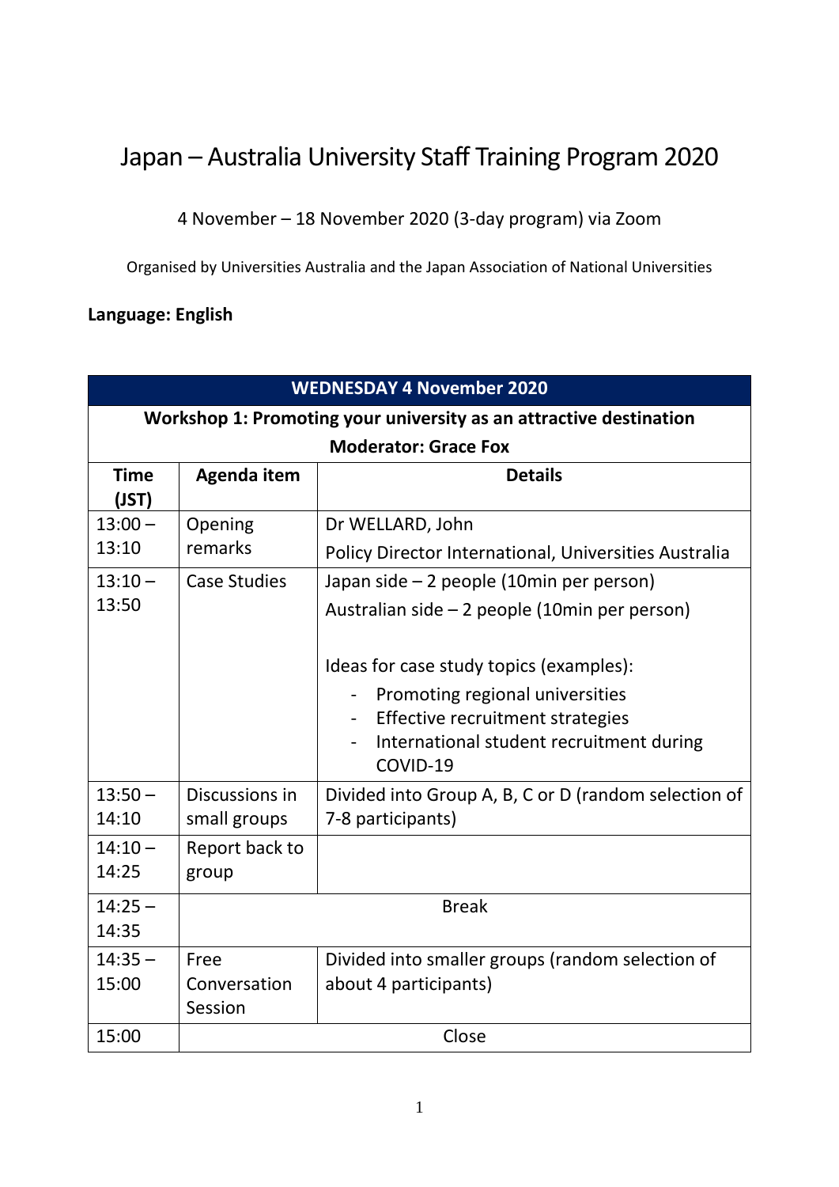# Japan – Australia University Staff Training Program 2020

4 November – 18 November 2020 (3-day program) via Zoom

Organised by Universities Australia and the Japan Association of National Universities

**Language: English**

| **WEDNESDAY 4 November 2020** | | |
|---|---|---|
| **Workshop 1: Promoting your university as an attractive destination**<br>**Moderator: Grace Fox** | | |
| **Time (JST)** | **Agenda item** | **Details** |
| 13:00 – 13:10 | Opening remarks | Dr WELLARD, John<br>Policy Director International, Universities Australia |
| 13:10 – 13:50 | Case Studies | Japan side – 2 people (10min per person)<br>Australian side – 2 people (10min per person)<br><br>Ideas for case study topics (examples):<br>- Promoting regional universities<br>- Effective recruitment strategies<br>- International student recruitment during COVID-19 |
| 13:50 – 14:10 | Discussions in small groups | Divided into Group A, B, C or D (random selection of 7-8 participants) |
| 14:10 – 14:25 | Report back to group | |
| 14:25 – 14:35 | Break | |
| 14:35 – 15:00 | Free Conversation Session | Divided into smaller groups (random selection of about 4 participants) |
| 15:00 | Close | |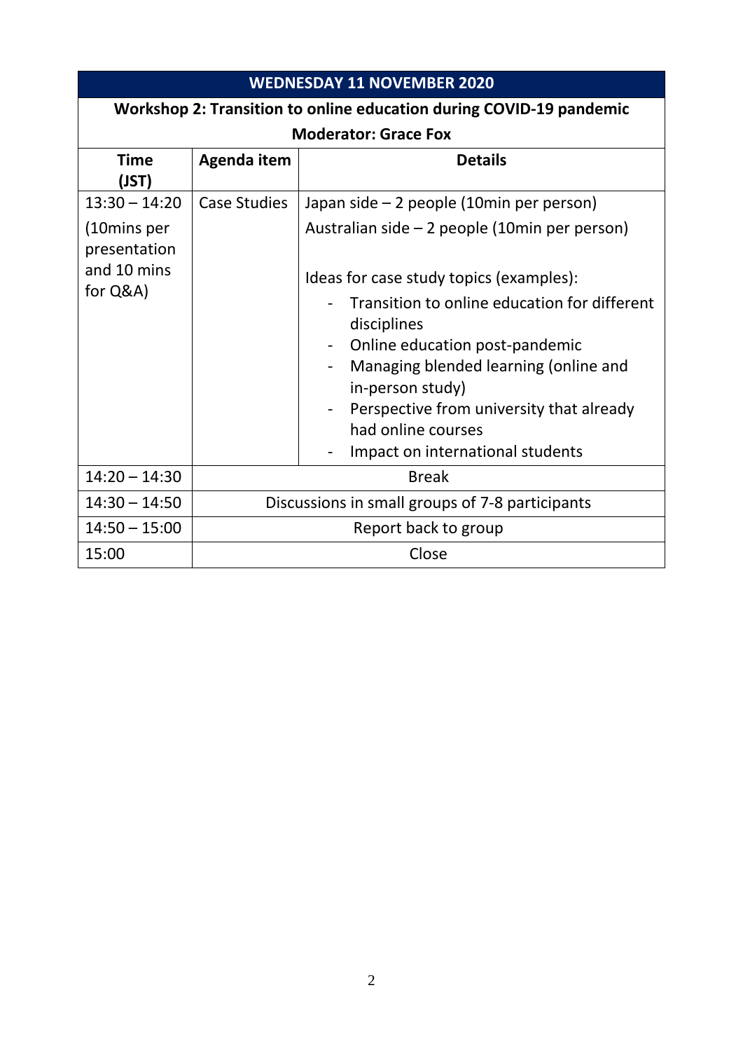| WEDNESDAY 11 NOVEMBER 2020 | | |
|---|---|---|
| **Workshop 2: Transition to online education during COVID-19 pandemic**<br>**Moderator: Grace Fox** | | |
| **Time (JST)** | **Agenda item** | **Details** |
| 13:30 – 14:20<br>(10mins per presentation and 10 mins for Q&A) | Case Studies | Japan side – 2 people (10min per person)<br>Australian side – 2 people (10min per person)<br><br>Ideas for case study topics (examples):<br>- Transition to online education for different disciplines<br>- Online education post-pandemic<br>- Managing blended learning (online and in-person study)<br>- Perspective from university that already had online courses<br>- Impact on international students |
| 14:20 – 14:30 | Break | |
| 14:30 – 14:50 | Discussions in small groups of 7-8 participants | |
| 14:50 – 15:00 | Report back to group | |
| 15:00 | Close | |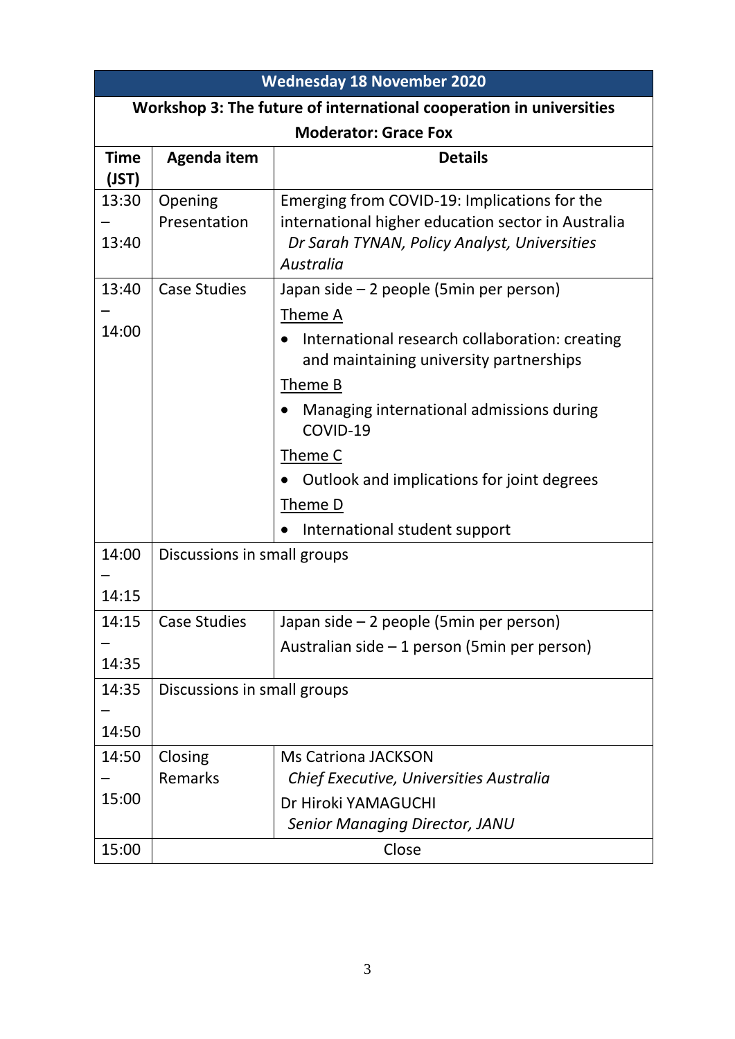| Wednesday 18 November 2020 | | |
|---|---|---|
| **Workshop 3: The future of international cooperation in universities**<br>**Moderator: Grace Fox** | | |
| **Time (JST)** | **Agenda item** | **Details** |
| 13:30 – 13:40 | Opening Presentation | Emerging from COVID-19: Implications for the international higher education sector in Australia<br>*Dr Sarah TYNAN, Policy Analyst, Universities Australia* |
| 13:40 – 14:00 | Case Studies | Japan side – 2 people (5min per person)<br><u>Theme A</u><br>• International research collaboration: creating and maintaining university partnerships<br><u>Theme B</u><br>• Managing international admissions during COVID-19<br><u>Theme C</u><br>• Outlook and implications for joint degrees<br><u>Theme D</u><br>• International student support |
| 14:00 – 14:15 | Discussions in small groups | |
| 14:15 – 14:35 | Case Studies | Japan side – 2 people (5min per person)<br>Australian side – 1 person (5min per person) |
| 14:35 – 14:50 | Discussions in small groups | |
| 14:50 – 15:00 | Closing Remarks | Ms Catriona JACKSON<br>*Chief Executive, Universities Australia*<br>Dr Hiroki YAMAGUCHI<br>*Senior Managing Director, JANU* |
| 15:00 | Close | |